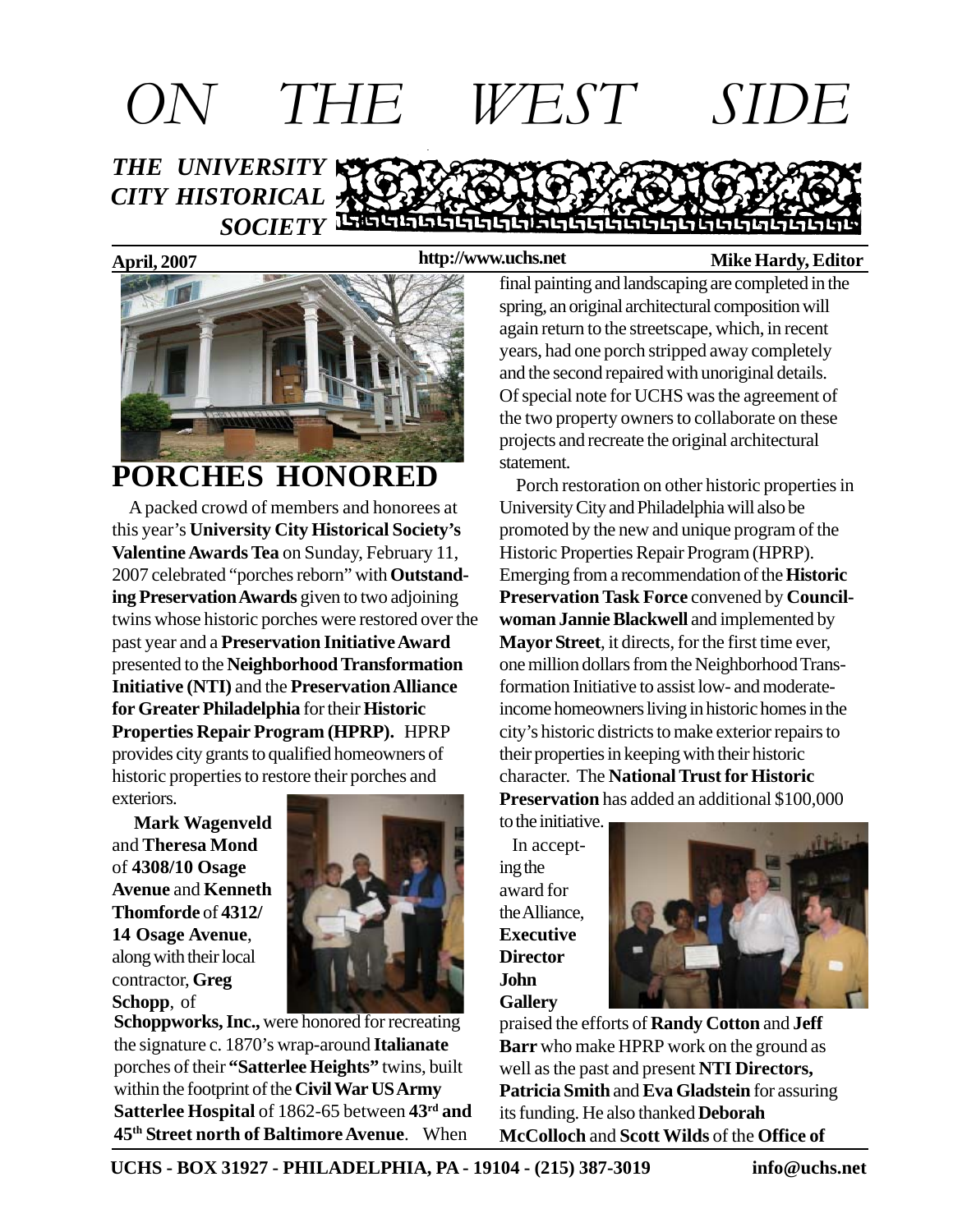# ON THE WEST SIDE

*THE UNIVERSITY CITY HISTORICAL SOCIETY*

**April, 2007** **http://www.uchs.net** **Mike Hardy, Editor**

## PORCHES HONORED

A packed crowd of members and honorees at this year's **University City Historical Society's Valentine Awards Tea** on Sunday, February 11, 2007 celebrated "porches reborn" with **Outstanding Preservation Awards** given to two adjoining twins whose historic porches were restored over the past year and a **Preservation Initiative Award** presented to the **Neighborhood Transformation Initiative (NTI)** and the **Preservation Alliance for Greater Philadelphia** for their **Historic Properties Repair Program (HPRP).** HPRP provides city grants to qualified homeowners of historic properties to restore their porches and exteriors.

**Mark Wagenveld** and **Theresa Mond** of **4308/10 Osage Avenue** and **Kenneth Thomforde** of **4312/14 Osage Avenue**, along with their local contractor, **Greg Schopp**, of **Schoppworks, Inc.,** were honored for recreating the signature c. 1870's wrap-around **Italianate** porches of their **"Satterlee Heights"** twins, built within the footprint of the **Civil War US Army Satterlee Hospital** of 1862-65 between **43rd and 45th Street north of Baltimore Avenue**. When final painting and landscaping are completed in the spring, an original architectural composition will again return to the streetscape, which, in recent years, had one porch stripped away completely and the second repaired with unoriginal details. Of special note for UCHS was the agreement of the two property owners to collaborate on these projects and recreate the original architectural statement.

Porch restoration on other historic properties in University City and Philadelphia will also be promoted by the new and unique program of the Historic Properties Repair Program (HPRP). Emerging from a recommendation of the **Historic Preservation Task Force** convened by **Councilwoman Jannie Blackwell** and implemented by **Mayor Street**, it directs, for the first time ever, one million dollars from the Neighborhood Transformation Initiative to assist low- and moderate-income homeowners living in historic homes in the city's historic districts to make exterior repairs to their properties in keeping with their historic character. The **National Trust for Historic Preservation** has added an additional $100,000 to the initiative.

In accepting the award for the Alliance, **Executive Director John Gallery** praised the efforts of **Randy Cotton** and **Jeff Barr** who make HPRP work on the ground as well as the past and present **NTI Directors, Patricia Smith** and **Eva Gladstein** for assuring its funding. He also thanked **Deborah McColloch** and **Scott Wilds** of the **Office of**

UCHS - BOX 31927 - PHILADELPHIA, PA - 19104 - (215) 387-3019 info@uchs.net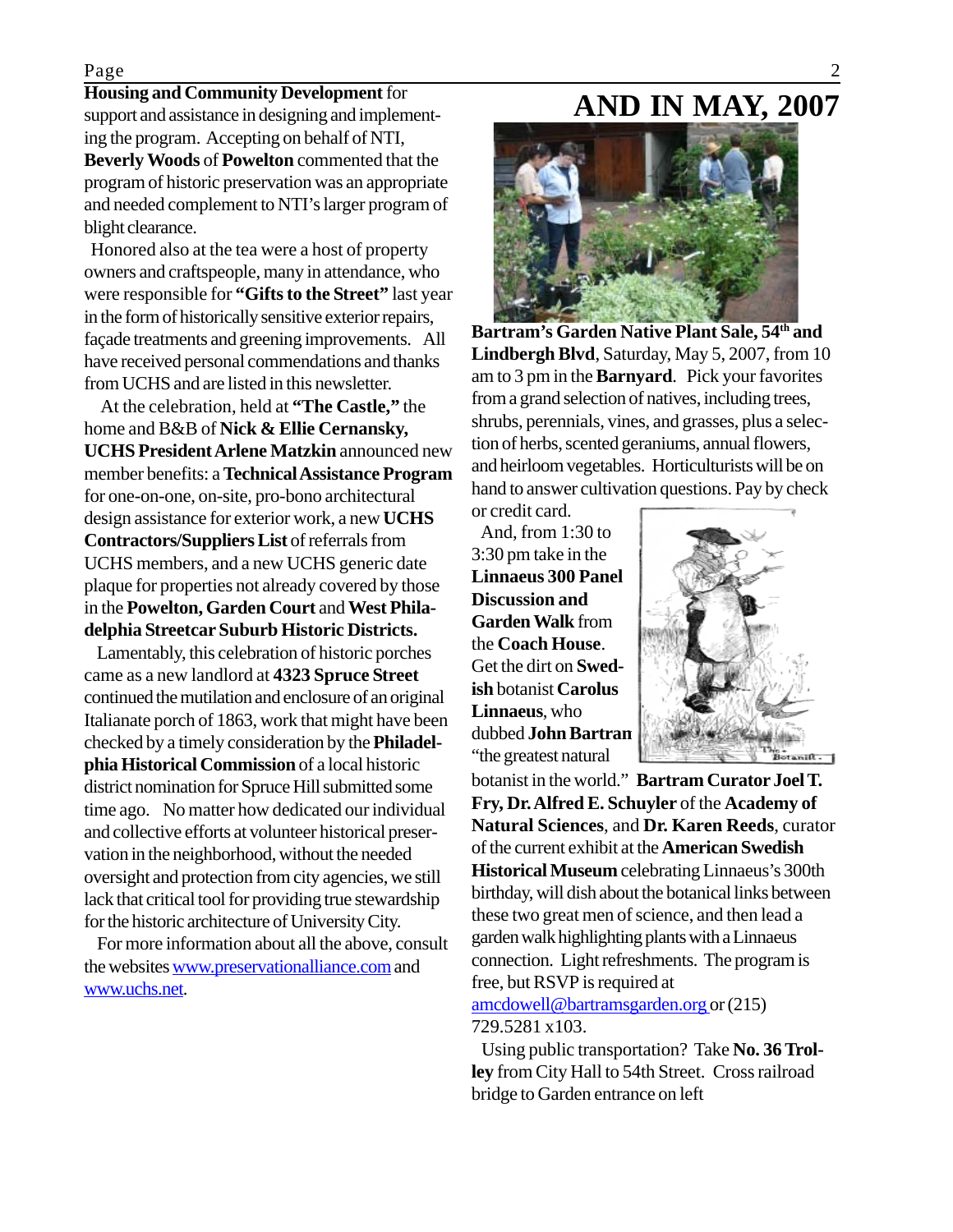**Housing and Community Development** for support and assistance in designing and implementing the program. Accepting on behalf of NTI, **Beverly Woods** of **Powelton** commented that the program of historic preservation was an appropriate and needed complement to NTI's larger program of blight clearance.

Honored also at the tea were a host of property owners and craftspeople, many in attendance, who were responsible for **"Gifts to the Street"** last year in the form of historically sensitive exterior repairs, façade treatments and greening improvements. All have received personal commendations and thanks from UCHS and are listed in this newsletter.

At the celebration, held at **"The Castle,"** the home and B&B of **Nick & Ellie Cernansky, UCHS President Arlene Matzkin** announced new member benefits: a **Technical Assistance Program** for one-on-one, on-site, pro-bono architectural design assistance for exterior work, a new **UCHS Contractors/Suppliers List** of referrals from UCHS members, and a new UCHS generic date plaque for properties not already covered by those in the **Powelton, Garden Court** and **West Philadelphia Streetcar Suburb Historic Districts.**

Lamentably, this celebration of historic porches came as a new landlord at **4323 Spruce Street** continued the mutilation and enclosure of an original Italianate porch of 1863, work that might have been checked by a timely consideration by the **Philadelphia Historical Commission** of a local historic district nomination for Spruce Hill submitted some time ago. No matter how dedicated our individual and collective efforts at volunteer historical preservation in the neighborhood, without the needed oversight and protection from city agencies, we still lack that critical tool for providing true stewardship for the historic architecture of University City.

For more information about all the above, consult the websites www.preservationalliance.com and www.uchs.net.

# AND IN MAY, 2007

**Bartram's Garden Native Plant Sale, 54th and Lindbergh Blvd**, Saturday, May 5, 2007, from 10 am to 3 pm in the **Barnyard**. Pick your favorites from a grand selection of natives, including trees, shrubs, perennials, vines, and grasses, plus a selection of herbs, scented geraniums, annual flowers, and heirloom vegetables. Horticulturists will be on hand to answer cultivation questions. Pay by check or credit card.

And, from 1:30 to 3:30 pm take in the **Linnaeus 300 Panel Discussion and Garden Walk** from the **Coach House**. Get the dirt on **Swedish** botanist **Carolus Linnaeus**, who dubbed **John Bartram** "the greatest natural botanist in the world." **Bartram Curator Joel T. Fry, Dr. Alfred E. Schuyler** of the **Academy of Natural Sciences**, and **Dr. Karen Reeds**, curator of the current exhibit at the **American Swedish Historical Museum** celebrating Linnaeus's 300th birthday, will dish about the botanical links between these two great men of science, and then lead a garden walk highlighting plants with a Linnaeus connection. Light refreshments. The program is free, but RSVP is required at amcdowell@bartramsgarden.org or (215) 729.5281 x103.

Using public transportation? Take **No. 36 Trolley** from City Hall to 54th Street. Cross railroad bridge to Garden entrance on left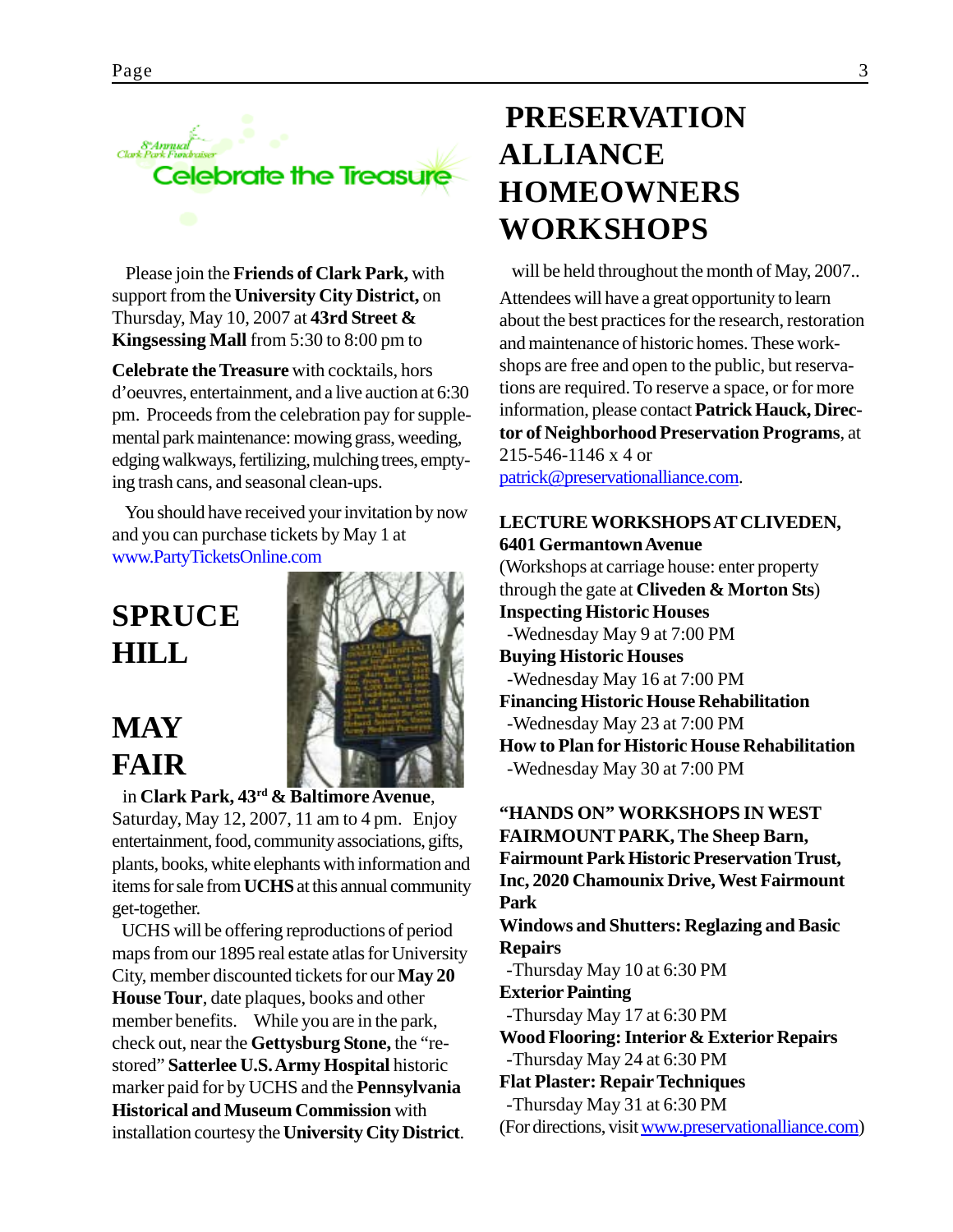8th Annual Clark Park Fundraiser

## Celebrate the Treasure

Please join the **Friends of Clark Park,** with support from the **University City District,** on Thursday, May 10, 2007 at **43rd Street & Kingsessing Mall** from 5:30 to 8:00 pm to

**Celebrate the Treasure** with cocktails, hors d'oeuvres, entertainment, and a live auction at 6:30 pm. Proceeds from the celebration pay for supplemental park maintenance: mowing grass, weeding, edging walkways, fertilizing, mulching trees, emptying trash cans, and seasonal clean-ups.

You should have received your invitation by now and you can purchase tickets by May 1 at www.PartyTicketsOnline.com

# SPRUCE HILL MAY FAIR

in **Clark Park, 43rd & Baltimore Avenue**, Saturday, May 12, 2007, 11 am to 4 pm. Enjoy entertainment, food, community associations, gifts, plants, books, white elephants with information and items for sale from **UCHS** at this annual community get-together.

UCHS will be offering reproductions of period maps from our 1895 real estate atlas for University City, member discounted tickets for our **May 20 House Tour**, date plaques, books and other member benefits. While you are in the park, check out, near the **Gettysburg Stone,** the "re-stored" **Satterlee U.S. Army Hospital** historic marker paid for by UCHS and the **Pennsylvania Historical and Museum Commission** with installation courtesy the **University City District**.

# PRESERVATION ALLIANCE HOMEOWNERS WORKSHOPS

will be held throughout the month of May, 2007..

Attendees will have a great opportunity to learn about the best practices for the research, restoration and maintenance of historic homes. These workshops are free and open to the public, but reservations are required. To reserve a space, or for more information, please contact **Patrick Hauck, Director of Neighborhood Preservation Programs**, at 215-546-1146 x 4 or patrick@preservationalliance.com.

**LECTURE WORKSHOPS AT CLIVEDEN, 6401 Germantown Avenue**

(Workshops at carriage house: enter property through the gate at **Cliveden & Morton Sts**)

**Inspecting Historic Houses**
-Wednesday May 9 at 7:00 PM

**Buying Historic Houses**
-Wednesday May 16 at 7:00 PM

**Financing Historic House Rehabilitation**
-Wednesday May 23 at 7:00 PM

**How to Plan for Historic House Rehabilitation**
-Wednesday May 30 at 7:00 PM

**"HANDS ON" WORKSHOPS IN WEST FAIRMOUNT PARK, The Sheep Barn, Fairmount Park Historic Preservation Trust, Inc, 2020 Chamounix Drive, West Fairmount Park**

**Windows and Shutters: Reglazing and Basic Repairs**
-Thursday May 10 at 6:30 PM

**Exterior Painting**
-Thursday May 17 at 6:30 PM

**Wood Flooring: Interior & Exterior Repairs**
-Thursday May 24 at 6:30 PM

**Flat Plaster: Repair Techniques**
-Thursday May 31 at 6:30 PM

(For directions, visit www.preservationalliance.com)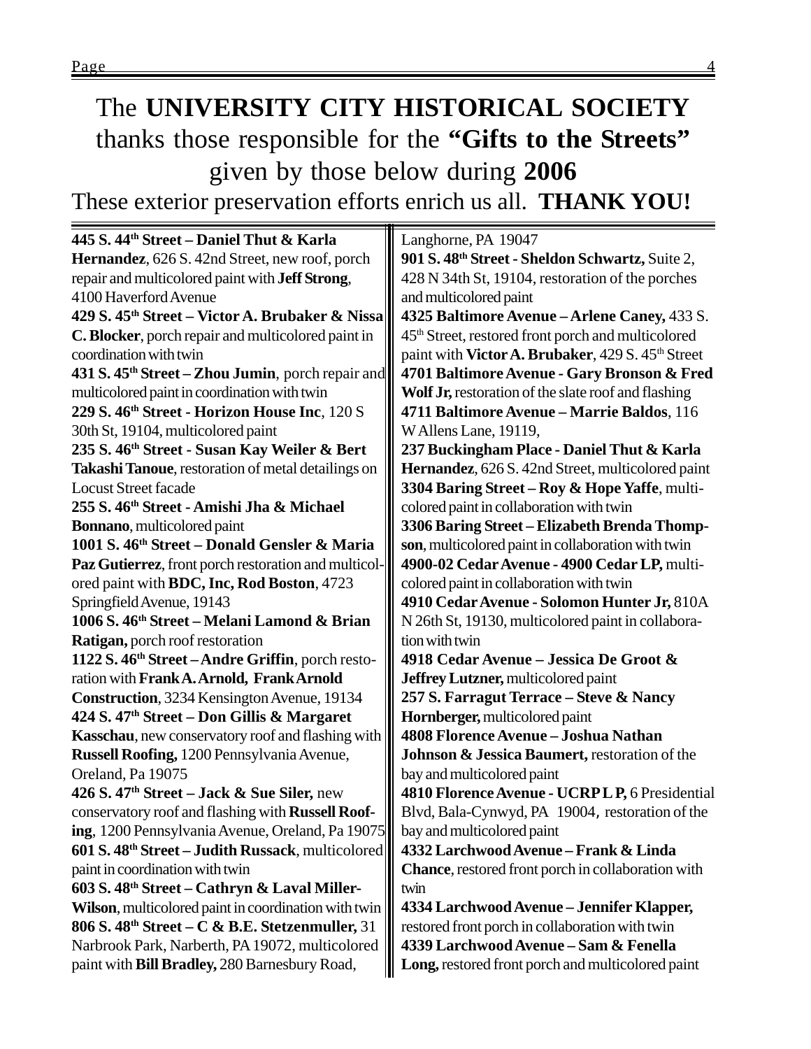# The **UNIVERSITY CITY HISTORICAL SOCIETY** thanks those responsible for the **"Gifts to the Streets"** given by those below during **2006**

These exterior preservation efforts enrich us all. **THANK YOU!**

**445 S. 44th Street – Daniel Thut & Karla Hernandez**, 626 S. 42nd Street, new roof, porch repair and multicolored paint with **Jeff Strong**, 4100 Haverford Avenue

**429 S. 45th Street – Victor A. Brubaker & Nissa C. Blocker**, porch repair and multicolored paint in coordination with twin

**431 S. 45th Street – Zhou Jumin**, porch repair and multicolored paint in coordination with twin

**229 S. 46th Street - Horizon House Inc**, 120 S 30th St, 19104, multicolored paint

**235 S. 46th Street - Susan Kay Weiler & Bert Takashi Tanoue**, restoration of metal detailings on Locust Street facade

**255 S. 46th Street - Amishi Jha & Michael Bonnano**, multicolored paint

**1001 S. 46th Street – Donald Gensler & Maria Paz Gutierrez**, front porch restoration and multicolored paint with **BDC, Inc, Rod Boston**, 4723 Springfield Avenue, 19143

**1006 S. 46th Street – Melani Lamond & Brian Ratigan,** porch roof restoration

**1122 S. 46th Street – Andre Griffin**, porch restoration with **Frank A. Arnold, Frank Arnold Construction**, 3234 Kensington Avenue, 19134

**424 S. 47th Street – Don Gillis & Margaret Kasschau**, new conservatory roof and flashing with **Russell Roofing,** 1200 Pennsylvania Avenue, Oreland, Pa 19075

**426 S. 47th Street – Jack & Sue Siler,** new conservatory roof and flashing with **Russell Roofing**, 1200 Pennsylvania Avenue, Oreland, Pa 19075

**601 S. 48th Street – Judith Russack**, multicolored paint in coordination with twin

**603 S. 48th Street – Cathryn & Laval Miller-Wilson**, multicolored paint in coordination with twin

**806 S. 48th Street – C & B.E. Stetzenmuller,** 31 Narbrook Park, Narberth, PA 19072, multicolored paint with **Bill Bradley,** 280 Barnesbury Road, Langhorne, PA 19047

**901 S. 48th Street - Sheldon Schwartz,** Suite 2, 428 N 34th St, 19104, restoration of the porches and multicolored paint

**4325 Baltimore Avenue – Arlene Caney,** 433 S. 45th Street, restored front porch and multicolored paint with **Victor A. Brubaker**, 429 S. 45th Street

**4701 Baltimore Avenue - Gary Bronson & Fred Wolf Jr,** restoration of the slate roof and flashing

**4711 Baltimore Avenue – Marrie Baldos**, 116 W Allens Lane, 19119,

**237 Buckingham Place - Daniel Thut & Karla Hernandez**, 626 S. 42nd Street, multicolored paint

**3304 Baring Street – Roy & Hope Yaffe**, multicolored paint in collaboration with twin

**3306 Baring Street – Elizabeth Brenda Thompson**, multicolored paint in collaboration with twin

**4900-02 Cedar Avenue - 4900 Cedar LP,** multicolored paint in collaboration with twin

**4910 Cedar Avenue - Solomon Hunter Jr,** 810A N 26th St, 19130, multicolored paint in collaboration with twin

**4918 Cedar Avenue – Jessica De Groot & Jeffrey Lutzner,** multicolored paint

**257 S. Farragut Terrace – Steve & Nancy Hornberger,** multicolored paint

**4808 Florence Avenue – Joshua Nathan Johnson & Jessica Baumert,** restoration of the bay and multicolored paint

**4810 Florence Avenue - UCRP L P,** 6 Presidential Blvd, Bala-Cynwyd, PA 19004, restoration of the bay and multicolored paint

**4332 Larchwood Avenue – Frank & Linda Chance**, restored front porch in collaboration with twin

**4334 Larchwood Avenue – Jennifer Klapper,** restored front porch in collaboration with twin

**4339 Larchwood Avenue – Sam & Fenella Long,** restored front porch and multicolored paint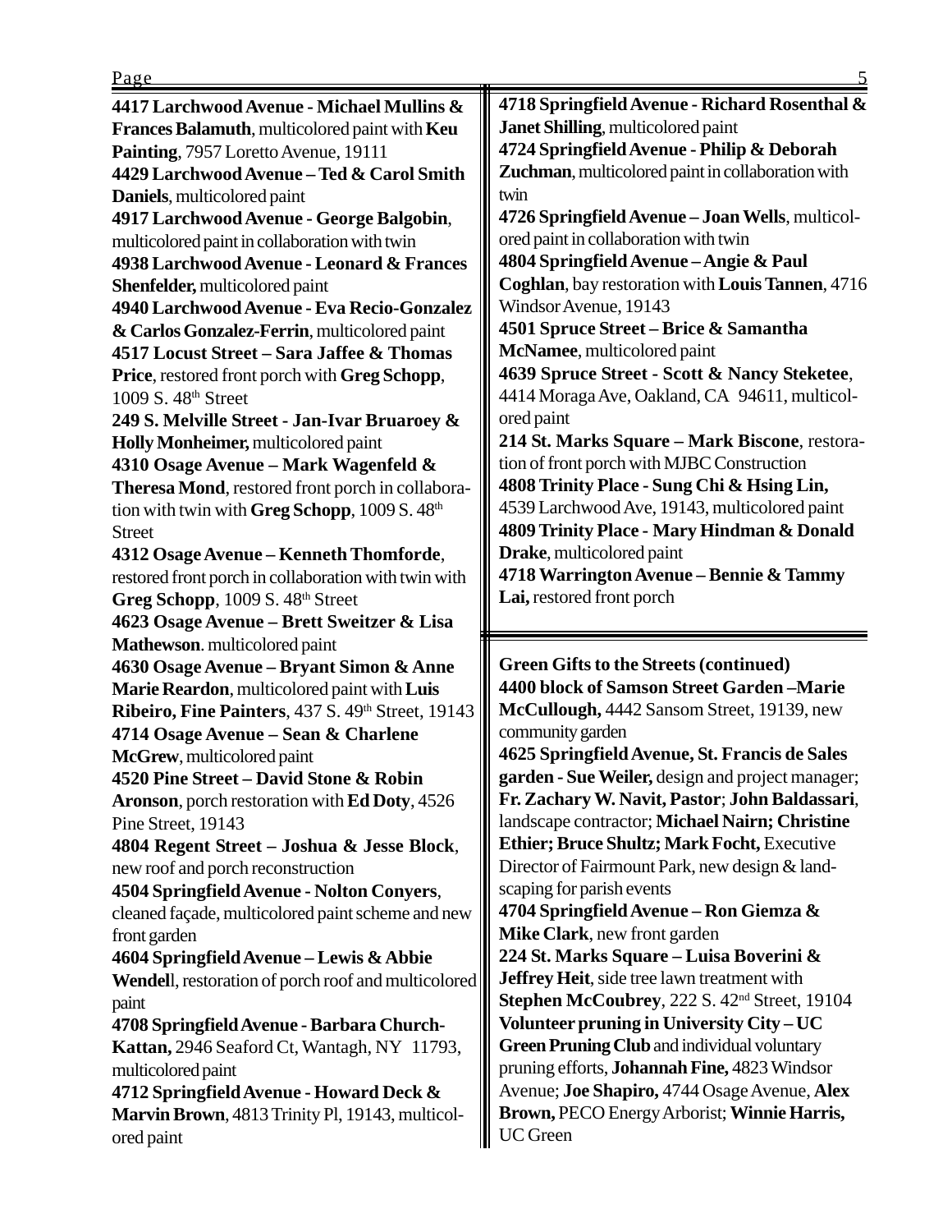**4417 Larchwood Avenue - Michael Mullins & Frances Balamuth**, multicolored paint with **Keu Painting**, 7957 Loretto Avenue, 19111

**4429 Larchwood Avenue – Ted & Carol Smith Daniels**, multicolored paint

**4917 Larchwood Avenue - George Balgobin**, multicolored paint in collaboration with twin

**4938 Larchwood Avenue - Leonard & Frances Shenfelder,** multicolored paint

**4940 Larchwood Avenue - Eva Recio-Gonzalez & Carlos Gonzalez-Ferrin**, multicolored paint

**4517 Locust Street – Sara Jaffee & Thomas Price**, restored front porch with **Greg Schopp**, 1009 S. 48th Street

**249 S. Melville Street - Jan-Ivar Bruaroey & Holly Monheimer,** multicolored paint

**4310 Osage Avenue – Mark Wagenfeld & Theresa Mond**, restored front porch in collaboration with twin with **Greg Schopp**, 1009 S. 48th Street

**4312 Osage Avenue – Kenneth Thomforde**, restored front porch in collaboration with twin with **Greg Schopp**, 1009 S. 48th Street

**4623 Osage Avenue – Brett Sweitzer & Lisa Mathewson**. multicolored paint

**4630 Osage Avenue – Bryant Simon & Anne Marie Reardon**, multicolored paint with **Luis Ribeiro, Fine Painters**, 437 S. 49th Street, 19143

**4714 Osage Avenue – Sean & Charlene McGrew**, multicolored paint

**4520 Pine Street – David Stone & Robin Aronson**, porch restoration with **Ed Doty**, 4526 Pine Street, 19143

**4804 Regent Street – Joshua & Jesse Block**, new roof and porch reconstruction

**4504 Springfield Avenue - Nolton Conyers**, cleaned façade, multicolored paint scheme and new front garden

**4604 Springfield Avenue – Lewis & Abbie Wendel**l, restoration of porch roof and multicolored paint

**4708 Springfield Avenue - Barbara Church-Kattan,** 2946 Seaford Ct, Wantagh, NY 11793, multicolored paint

**4712 Springfield Avenue - Howard Deck & Marvin Brown**, 4813 Trinity Pl, 19143, multicolored paint

**4718 Springfield Avenue - Richard Rosenthal & Janet Shilling**, multicolored paint

**4724 Springfield Avenue - Philip & Deborah Zuchman**, multicolored paint in collaboration with twin

**4726 Springfield Avenue – Joan Wells**, multicolored paint in collaboration with twin

**4804 Springfield Avenue – Angie & Paul Coghlan**, bay restoration with **Louis Tannen**, 4716 Windsor Avenue, 19143

**4501 Spruce Street – Brice & Samantha McNamee**, multicolored paint

**4639 Spruce Street - Scott & Nancy Steketee**, 4414 Moraga Ave, Oakland, CA 94611, multicolored paint

**214 St. Marks Square – Mark Biscone**, restoration of front porch with MJBC Construction

**4808 Trinity Place - Sung Chi & Hsing Lin,** 4539 Larchwood Ave, 19143, multicolored paint

**4809 Trinity Place - Mary Hindman & Donald Drake**, multicolored paint

**4718 Warrington Avenue – Bennie & Tammy Lai,** restored front porch

**Green Gifts to the Streets (continued)**

**4400 block of Samson Street Garden –Marie McCullough,** 4442 Sansom Street, 19139, new community garden

**4625 Springfield Avenue, St. Francis de Sales garden - Sue Weiler,** design and project manager; **Fr. Zachary W. Navit, Pastor**; **John Baldassari**, landscape contractor; **Michael Nairn; Christine Ethier; Bruce Shultz; Mark Focht,** Executive Director of Fairmount Park, new design & landscaping for parish events

**4704 Springfield Avenue – Ron Giemza & Mike Clark**, new front garden

**224 St. Marks Square – Luisa Boverini & Jeffrey Heit**, side tree lawn treatment with **Stephen McCoubrey**, 222 S. 42nd Street, 19104

**Volunteer pruning in University City – UC Green Pruning Club** and individual voluntary pruning efforts, **Johannah Fine,** 4823 Windsor Avenue; **Joe Shapiro,** 4744 Osage Avenue, **Alex Brown,** PECO Energy Arborist; **Winnie Harris,** UC Green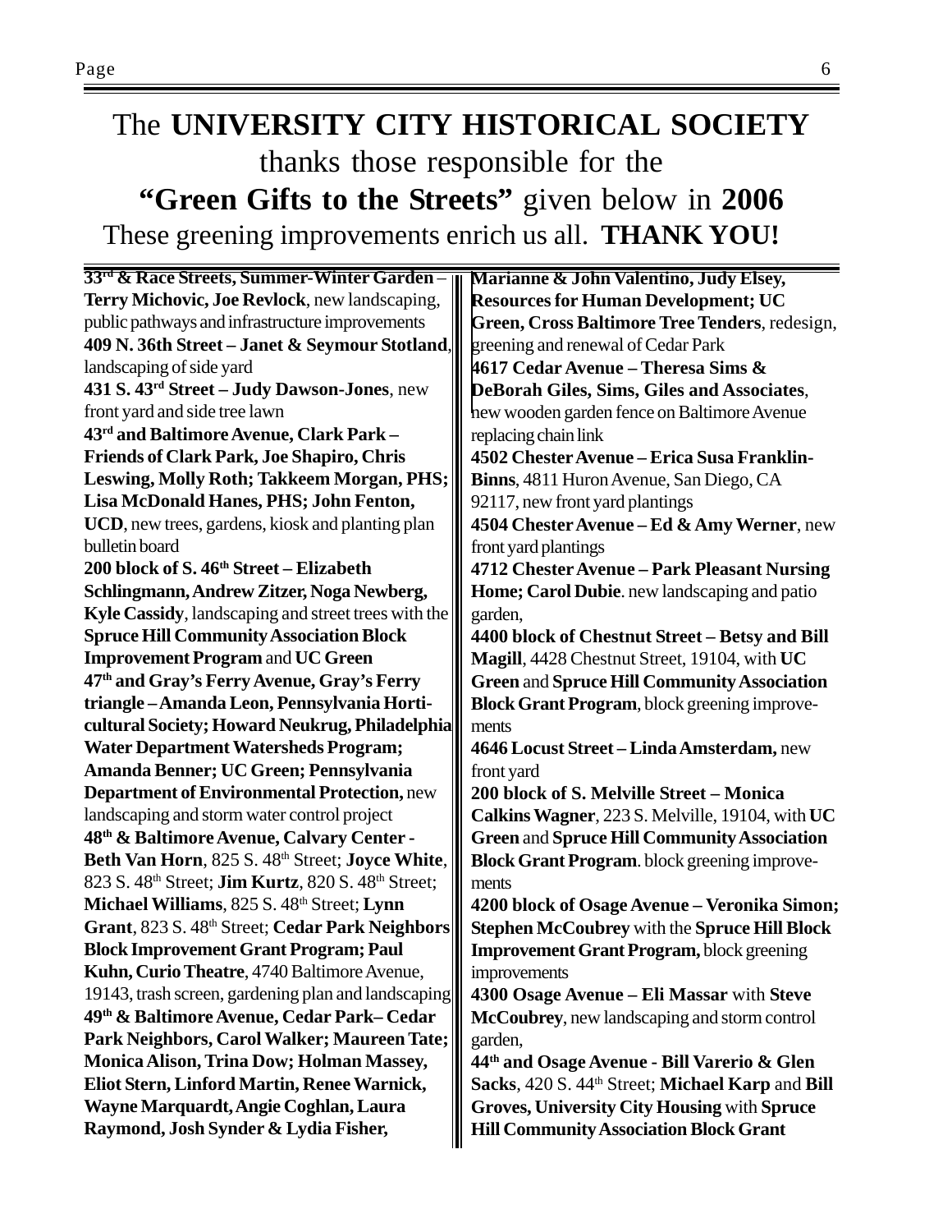# The **UNIVERSITY CITY HISTORICAL SOCIETY** thanks those responsible for the **"Green Gifts to the Streets"** given below in **2006**

These greening improvements enrich us all. **THANK YOU!**

**33rd & Race Streets, Summer-Winter Garden – Terry Michovic, Joe Revlock**, new landscaping, public pathways and infrastructure improvements

**409 N. 36th Street – Janet & Seymour Stotland**, landscaping of side yard

**431 S. 43rd Street – Judy Dawson-Jones**, new front yard and side tree lawn

**43rd and Baltimore Avenue, Clark Park – Friends of Clark Park, Joe Shapiro, Chris Leswing, Molly Roth; Takkeem Morgan, PHS; Lisa McDonald Hanes, PHS; John Fenton, UCD**, new trees, gardens, kiosk and planting plan bulletin board

**200 block of S. 46th Street – Elizabeth Schlingmann, Andrew Zitzer, Noga Newberg, Kyle Cassidy**, landscaping and street trees with the **Spruce Hill Community Association Block Improvement Program** and **UC Green**

**47th and Gray's Ferry Avenue, Gray's Ferry triangle – Amanda Leon, Pennsylvania Horticultural Society; Howard Neukrug, Philadelphia Water Department Watersheds Program; Amanda Benner; UC Green; Pennsylvania Department of Environmental Protection,** new landscaping and storm water control project

**48th & Baltimore Avenue, Calvary Center - Beth Van Horn**, 825 S. 48th Street; **Joyce White**, 823 S. 48th Street; **Jim Kurtz**, 820 S. 48th Street; **Michael Williams**, 825 S. 48th Street; **Lynn Grant**, 823 S. 48th Street; **Cedar Park Neighbors Block Improvement Grant Program; Paul Kuhn, Curio Theatre**, 4740 Baltimore Avenue, 19143, trash screen, gardening plan and landscaping

**49th & Baltimore Avenue, Cedar Park– Cedar Park Neighbors, Carol Walker; Maureen Tate; Monica Alison, Trina Dow; Holman Massey, Eliot Stern, Linford Martin, Renee Warnick, Wayne Marquardt, Angie Coghlan, Laura Raymond, Josh Synder & Lydia Fisher, Marianne & John Valentino, Judy Elsey, Resources for Human Development; UC Green, Cross Baltimore Tree Tenders**, redesign, greening and renewal of Cedar Park

**4617 Cedar Avenue – Theresa Sims & DeBorah Giles, Sims, Giles and Associates**, new wooden garden fence on Baltimore Avenue replacing chain link

**4502 Chester Avenue – Erica Susa Franklin-Binns**, 4811 Huron Avenue, San Diego, CA 92117, new front yard plantings

**4504 Chester Avenue – Ed & Amy Werner**, new front yard plantings

**4712 Chester Avenue – Park Pleasant Nursing Home; Carol Dubie**. new landscaping and patio garden,

**4400 block of Chestnut Street – Betsy and Bill Magill**, 4428 Chestnut Street, 19104, with **UC Green** and **Spruce Hill Community Association Block Grant Program**, block greening improvements

**4646 Locust Street – Linda Amsterdam,** new front yard

**200 block of S. Melville Street – Monica Calkins Wagner**, 223 S. Melville, 19104, with **UC Green** and **Spruce Hill Community Association Block Grant Program**. block greening improvements

**4200 block of Osage Avenue – Veronika Simon; Stephen McCoubrey** with the **Spruce Hill Block Improvement Grant Program,** block greening improvements

**4300 Osage Avenue – Eli Massar** with **Steve McCoubrey**, new landscaping and storm control garden,

**44th and Osage Avenue - Bill Varerio & Glen Sacks**, 420 S. 44th Street; **Michael Karp** and **Bill Groves, University City Housing** with **Spruce Hill Community Association Block Grant**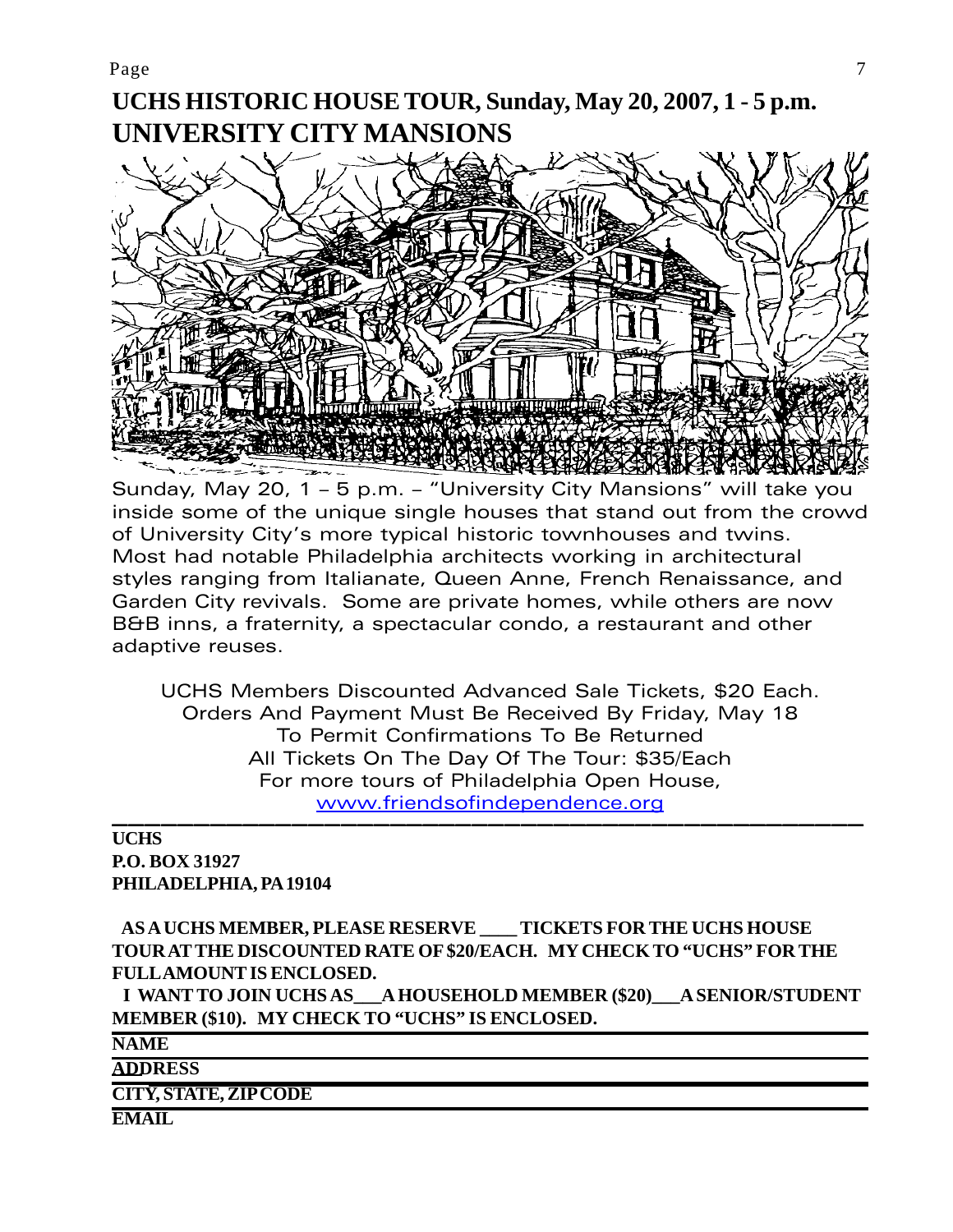# UCHS HISTORIC HOUSE TOUR, Sunday, May 20, 2007, 1 - 5 p.m.
# UNIVERSITY CITY MANSIONS

Sunday, May 20, 1 – 5 p.m. – "University City Mansions" will take you inside some of the unique single houses that stand out from the crowd of University City's more typical historic townhouses and twins. Most had notable Philadelphia architects working in architectural styles ranging from Italianate, Queen Anne, French Renaissance, and Garden City revivals. Some are private homes, while others are now B&B inns, a fraternity, a spectacular condo, a restaurant and other adaptive reuses.

UCHS Members Discounted Advanced Sale Tickets, $20 Each.
Orders And Payment Must Be Received By Friday, May 18
To Permit Confirmations To Be Returned
All Tickets On The Day Of The Tour: $35/Each
For more tours of Philadelphia Open House,
www.friendsofindependence.org

---

**UCHS**
**P.O. BOX 31927**
**PHILADELPHIA, PA 19104**

**AS A UCHS MEMBER, PLEASE RESERVE ____ TICKETS FOR THE UCHS HOUSE TOUR AT THE DISCOUNTED RATE OF $20/EACH. MY CHECK TO "UCHS" FOR THE FULL AMOUNT IS ENCLOSED.**

**I WANT TO JOIN UCHS AS___A HOUSEHOLD MEMBER ($20)___A SENIOR/STUDENT MEMBER ($10). MY CHECK TO "UCHS" IS ENCLOSED.**

**NAME**

**ADDRESS**

**CITY, STATE, ZIP CODE**

**EMAIL**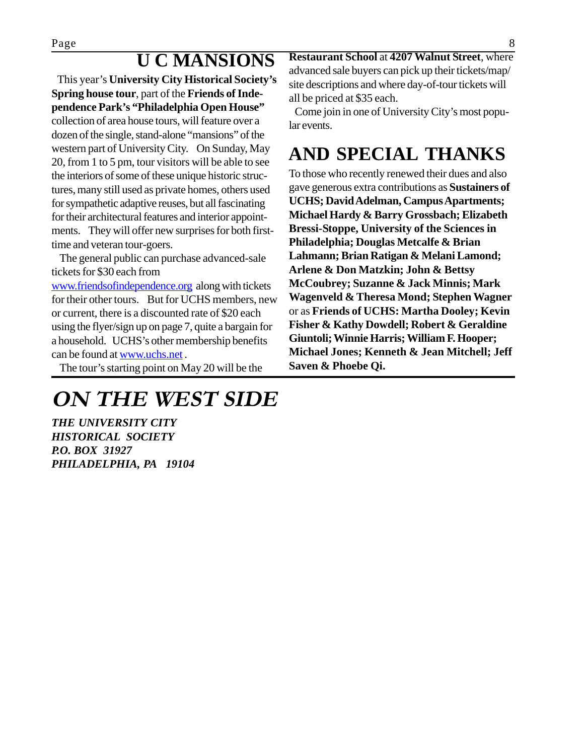## U C MANSIONS

This year's **University City Historical Society's Spring house tour**, part of the **Friends of Independence Park's "Philadelphia Open House"** collection of area house tours, will feature over a dozen of the single, stand-alone "mansions" of the western part of University City. On Sunday, May 20, from 1 to 5 pm, tour visitors will be able to see the interiors of some of these unique historic structures, many still used as private homes, others used for sympathetic adaptive reuses, but all fascinating for their architectural features and interior appointments. They will offer new surprises for both first-time and veteran tour-goers.

The general public can purchase advanced-sale tickets for $30 each from www.friendsofindependence.org along with tickets for their other tours. But for UCHS members, new or current, there is a discounted rate of $20 each using the flyer/sign up on page 7, quite a bargain for a household. UCHS's other membership benefits can be found at www.uchs.net .

The tour's starting point on May 20 will be the **Restaurant School** at **4207 Walnut Street**, where advanced sale buyers can pick up their tickets/map/site descriptions and where day-of-tour tickets will all be priced at $35 each.

Come join in one of University City's most popular events.

## AND SPECIAL THANKS

To those who recently renewed their dues and also gave generous extra contributions as **Sustainers of UCHS; David Adelman, Campus Apartments; Michael Hardy & Barry Grossbach; Elizabeth Bressi-Stoppe, University of the Sciences in Philadelphia; Douglas Metcalfe & Brian Lahmann; Brian Ratigan & Melani Lamond; Arlene & Don Matzkin; John & Bettsy McCoubrey; Suzanne & Jack Minnis; Mark Wagenveld & Theresa Mond; Stephen Wagner** or as **Friends of UCHS: Martha Dooley; Kevin Fisher & Kathy Dowdell; Robert & Geraldine Giuntoli; Winnie Harris; William F. Hooper; Michael Jones; Kenneth & Jean Mitchell; Jeff Saven & Phoebe Qi.**

# *ON THE WEST SIDE*

***THE UNIVERSITY CITY***
***HISTORICAL SOCIETY***
***P.O. BOX 31927***
***PHILADELPHIA, PA 19104***